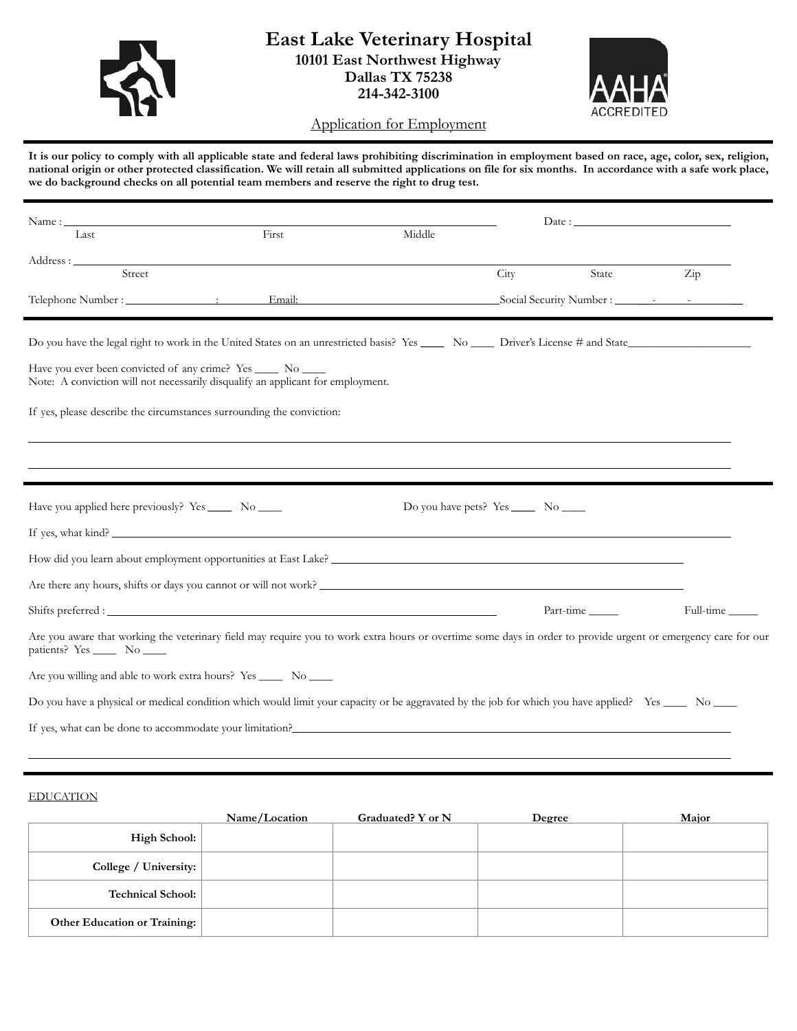# East Lake Veterinary Hospital

**10101 East Northwest Highway**
**Dallas TX 75238**
**214-342-3100**

AAHA ACCREDITED

## Application for Employment

**It is our policy to comply with all applicable state and federal laws prohibiting discrimination in employment based on race, age, color, sex, religion, national origin or other protected classification. We will retain all submitted applications on file for six months. In accordance with a safe work place, we do background checks on all potential team members and reserve the right to drug test.**

Name : ______________________________________________ Date : ____________________
Last First Middle

Address : ____________________________________________________________________
Street City State Zip

Telephone Number : ____________ : ________ Email: ______________________ Social Security Number : _____ - _____ - ______

Do you have the legal right to work in the United States on an unrestricted basis? Yes ____ No ____ Driver's License # and State____________________

Have you ever been convicted of any crime? Yes ____ No ____
Note: A conviction will not necessarily disqualify an applicant for employment.

If yes, please describe the circumstances surrounding the conviction:

______________________________________________________________________

______________________________________________________________________

Have you applied here previously? Yes ____ No ____ Do you have pets? Yes ____ No ____

If yes, what kind? ____________________________________________________________

How did you learn about employment opportunities at East Lake? ______________________________

Are there any hours, shifts or days you cannot or will not work? ______________________________

Shifts preferred : ______________________________________ Part-time _____ Full-time _____

Are you aware that working the veterinary field may require you to work extra hours or overtime some days in order to provide urgent or emergency care for our patients? Yes ____ No ____

Are you willing and able to work extra hours? Yes ____ No ____

Do you have a physical or medical condition which would limit your capacity or be aggravated by the job for which you have applied? Yes ____ No ____

If yes, what can be done to accommodate your limitation?_____________________________________

______________________________________________________________________

EDUCATION

| | Name/Location | Graduated? Y or N | Degree | Major |
|---|---|---|---|---|
| **High School:** | | | | |
| **College / University:** | | | | |
| **Technical School:** | | | | |
| **Other Education or Training:** | | | | |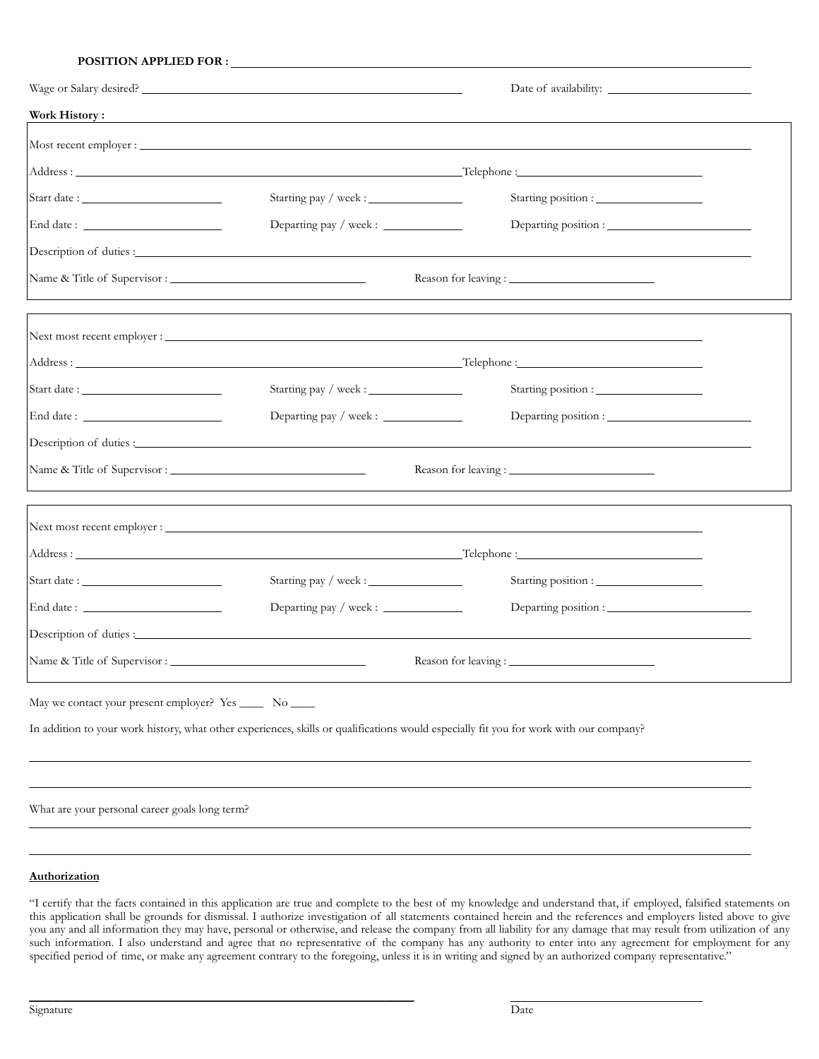**POSITION APPLIED FOR :** ______________________________

Wage or Salary desired? ______________________________ Date of availability: ______________________________

**Work History :**

Most recent employer : ______________________________

Address : ______________________________ Telephone : ______________________________

Start date : ______________ Starting pay / week : ______________ Starting position : ______________

End date : ______________ Departing pay / week : ______________ Departing position : ______________

Description of duties : ______________________________

Name & Title of Supervisor : ______________________________ Reason for leaving : ______________________________

---

Next most recent employer : ______________________________

Address : ______________________________ Telephone : ______________________________

Start date : ______________ Starting pay / week : ______________ Starting position : ______________

End date : ______________ Departing pay / week : ______________ Departing position : ______________

Description of duties : ______________________________

Name & Title of Supervisor : ______________________________ Reason for leaving : ______________________________

---

Next most recent employer : ______________________________

Address : ______________________________ Telephone : ______________________________

Start date : ______________ Starting pay / week : ______________ Starting position : ______________

End date : ______________ Departing pay / week : ______________ Departing position : ______________

Description of duties : ______________________________

Name & Title of Supervisor : ______________________________ Reason for leaving : ______________________________

---

May we contact your present employer? Yes ____ No ____

In addition to your work history, what other experiences, skills or qualifications would especially fit you for work with our company?

______________________________

______________________________

What are your personal career goals long term?

______________________________

______________________________

**<u>Authorization</u>**

"I certify that the facts contained in this application are true and complete to the best of my knowledge and understand that, if employed, falsified statements on this application shall be grounds for dismissal. I authorize investigation of all statements contained herein and the references and employers listed above to give you any and all information they may have, personal or otherwise, and release the company from all liability for any damage that may result from utilization of any such information. I also understand and agree that no representative of the company has any authority to enter into any agreement for employment for any specified period of time, or make any agreement contrary to the foregoing, unless it is in writing and signed by an authorized company representative."

______________________________ ______________________________

Signature Date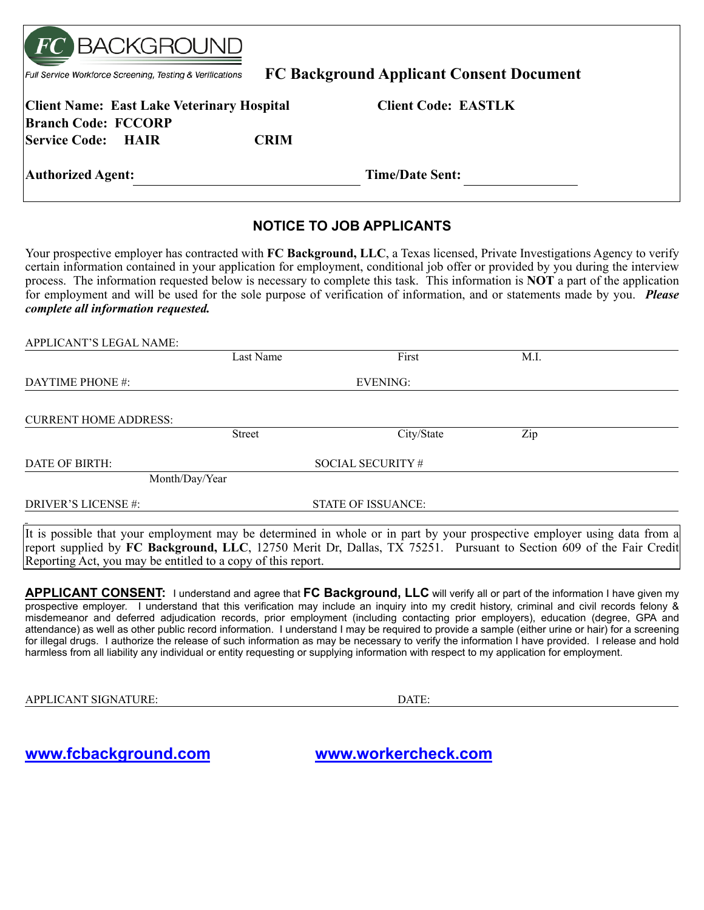FC BACKGROUND

Full Service Workforce Screening, Testing & Verifications

# FC Background Applicant Consent Document

**Client Name: East Lake Veterinary Hospital** **Client Code: EASTLK**

**Branch Code: FCCORP**

**Service Code: HAIR** **CRIM**

**Authorized Agent:** ______________________ **Time/Date Sent:** ______________

## NOTICE TO JOB APPLICANTS

Your prospective employer has contracted with **FC Background, LLC**, a Texas licensed, Private Investigations Agency to verify certain information contained in your application for employment, conditional job offer or provided by you during the interview process. The information requested below is necessary to complete this task. This information is **NOT** a part of the application for employment and will be used for the sole purpose of verification of information, and or statements made by you. ***Please complete all information requested.***

APPLICANT'S LEGAL NAME: ______________________________________________

Last Name First M.I.

DAYTIME PHONE #: ______________________ EVENING: ______________________

CURRENT HOME ADDRESS: ______________________________________________

Street City/State Zip

DATE OF BIRTH: ______________________ SOCIAL SECURITY # ______________________

Month/Day/Year

DRIVER'S LICENSE #: ______________________ STATE OF ISSUANCE: ______________________

It is possible that your employment may be determined in whole or in part by your prospective employer using data from a report supplied by **FC Background, LLC**, 12750 Merit Dr, Dallas, TX 75251. Pursuant to Section 609 of the Fair Credit Reporting Act, you may be entitled to a copy of this report.

**APPLICANT CONSENT:** I understand and agree that **FC Background, LLC** will verify all or part of the information I have given my prospective employer. I understand that this verification may include an inquiry into my credit history, criminal and civil records felony & misdemeanor and deferred adjudication records, prior employment (including contacting prior employers), education (degree, GPA and attendance) as well as other public record information. I understand I may be required to provide a sample (either urine or hair) for a screening for illegal drugs. I authorize the release of such information as may be necessary to verify the information I have provided. I release and hold harmless from all liability any individual or entity requesting or supplying information with respect to my application for employment.

APPLICANT SIGNATURE: ______________________ DATE: ______________________

**www.fcbackground.com** **www.workercheck.com**